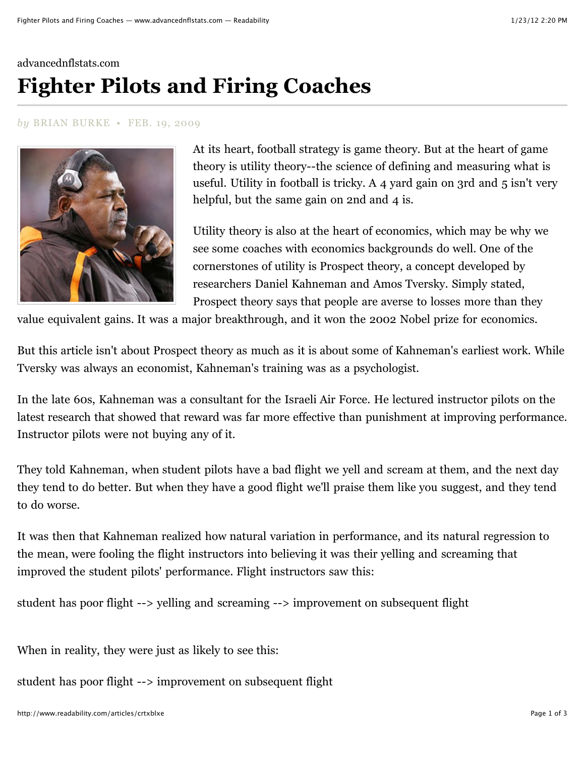advancednflstats.com

# Fighter Pilots and Firing Coaches

*by* BRIAN BURKE • FEB. 19, 2009

At its heart, football strategy is game theory. But at the heart of game theory is utility theory--the science of defining and measuring what is useful. Utility in football is tricky. A 4 yard gain on 3rd and 5 isn't very helpful, but the same gain on 2nd and 4 is.

Utility theory is also at the heart of economics, which may be why we see some coaches with economics backgrounds do well. One of the cornerstones of utility is Prospect theory, a concept developed by researchers Daniel Kahneman and Amos Tversky. Simply stated, Prospect theory says that people are averse to losses more than they value equivalent gains. It was a major breakthrough, and it won the 2002 Nobel prize for economics.

But this article isn't about Prospect theory as much as it is about some of Kahneman's earliest work. While Tversky was always an economist, Kahneman's training was as a psychologist.

In the late 60s, Kahneman was a consultant for the Israeli Air Force. He lectured instructor pilots on the latest research that showed that reward was far more effective than punishment at improving performance. Instructor pilots were not buying any of it.

They told Kahneman, when student pilots have a bad flight we yell and scream at them, and the next day they tend to do better. But when they have a good flight we'll praise them like you suggest, and they tend to do worse.

It was then that Kahneman realized how natural variation in performance, and its natural regression to the mean, were fooling the flight instructors into believing it was their yelling and screaming that improved the student pilots' performance. Flight instructors saw this:

student has poor flight --> yelling and screaming --> improvement on subsequent flight

When in reality, they were just as likely to see this:

student has poor flight --> improvement on subsequent flight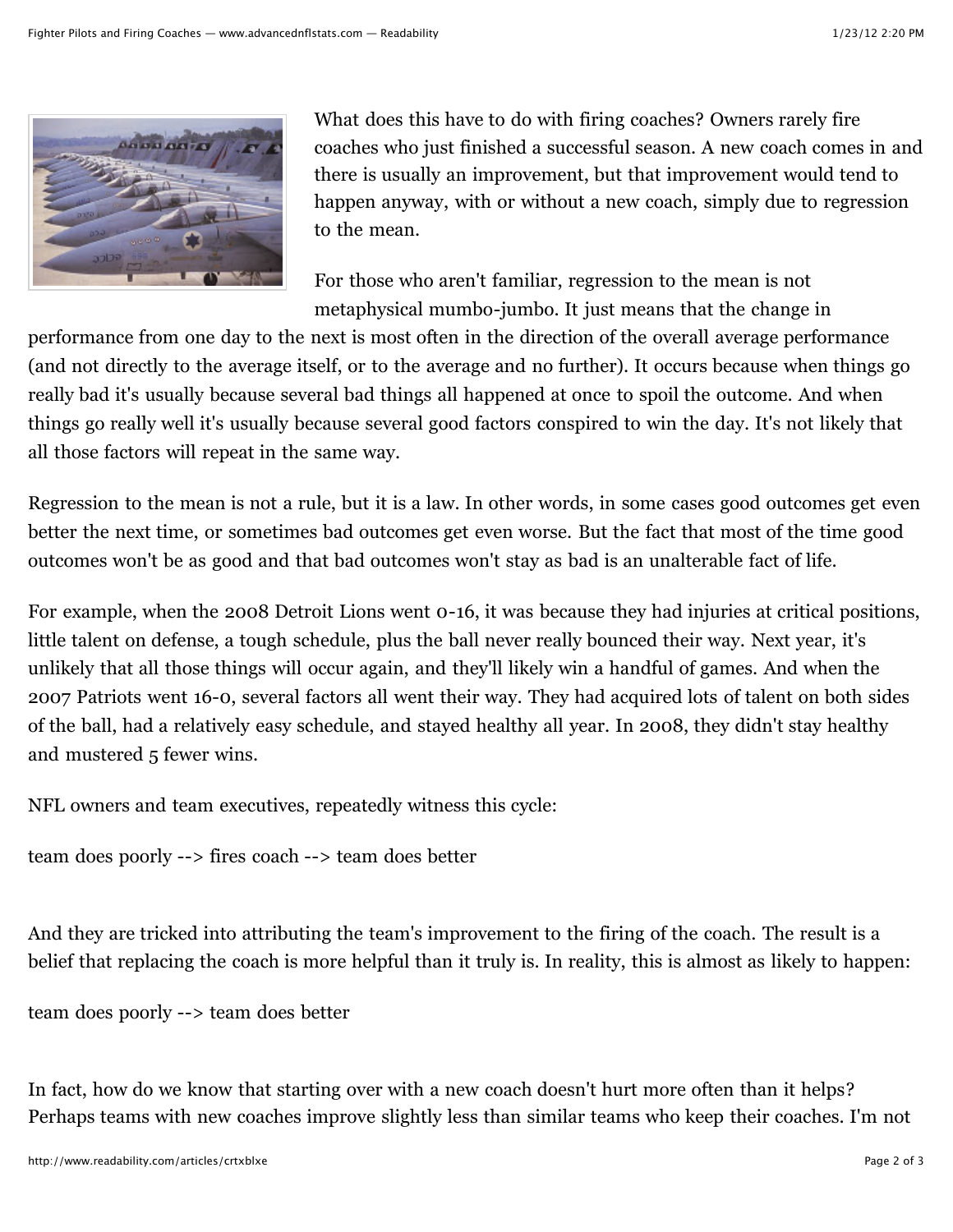What does this have to do with firing coaches? Owners rarely fire coaches who just finished a successful season. A new coach comes in and there is usually an improvement, but that improvement would tend to happen anyway, with or without a new coach, simply due to regression to the mean.

For those who aren't familiar, regression to the mean is not metaphysical mumbo-jumbo. It just means that the change in performance from one day to the next is most often in the direction of the overall average performance (and not directly to the average itself, or to the average and no further). It occurs because when things go really bad it's usually because several bad things all happened at once to spoil the outcome. And when things go really well it's usually because several good factors conspired to win the day. It's not likely that all those factors will repeat in the same way.

Regression to the mean is not a rule, but it is a law. In other words, in some cases good outcomes get even better the next time, or sometimes bad outcomes get even worse. But the fact that most of the time good outcomes won't be as good and that bad outcomes won't stay as bad is an unalterable fact of life.

For example, when the 2008 Detroit Lions went 0-16, it was because they had injuries at critical positions, little talent on defense, a tough schedule, plus the ball never really bounced their way. Next year, it's unlikely that all those things will occur again, and they'll likely win a handful of games. And when the 2007 Patriots went 16-0, several factors all went their way. They had acquired lots of talent on both sides of the ball, had a relatively easy schedule, and stayed healthy all year. In 2008, they didn't stay healthy and mustered 5 fewer wins.

NFL owners and team executives, repeatedly witness this cycle:

team does poorly --> fires coach --> team does better

And they are tricked into attributing the team's improvement to the firing of the coach. The result is a belief that replacing the coach is more helpful than it truly is. In reality, this is almost as likely to happen:

team does poorly --> team does better

In fact, how do we know that starting over with a new coach doesn't hurt more often than it helps? Perhaps teams with new coaches improve slightly less than similar teams who keep their coaches. I'm not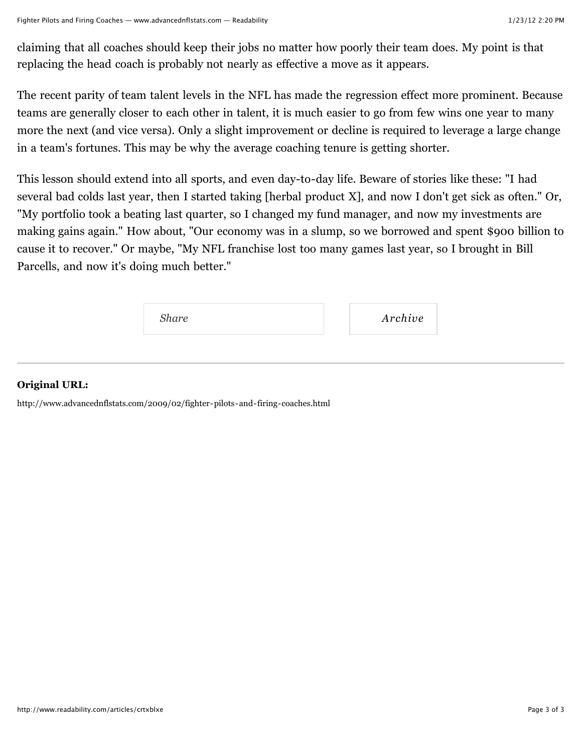claiming that all coaches should keep their jobs no matter how poorly their team does. My point is that replacing the head coach is probably not nearly as effective a move as it appears.

The recent parity of team talent levels in the NFL has made the regression effect more prominent. Because teams are generally closer to each other in talent, it is much easier to go from few wins one year to many more the next (and vice versa). Only a slight improvement or decline is required to leverage a large change in a team's fortunes. This may be why the average coaching tenure is getting shorter.

This lesson should extend into all sports, and even day-to-day life. Beware of stories like these: "I had several bad colds last year, then I started taking [herbal product X], and now I don't get sick as often." Or, "My portfolio took a beating last quarter, so I changed my fund manager, and now my investments are making gains again." How about, "Our economy was in a slump, so we borrowed and spent $900 billion to cause it to recover." Or maybe, "My NFL franchise lost too many games last year, so I brought in Bill Parcells, and now it's doing much better."

*Share*

*Archive*

---

**Original URL:**

http://www.advancednflstats.com/2009/02/fighter-pilots-and-firing-coaches.html